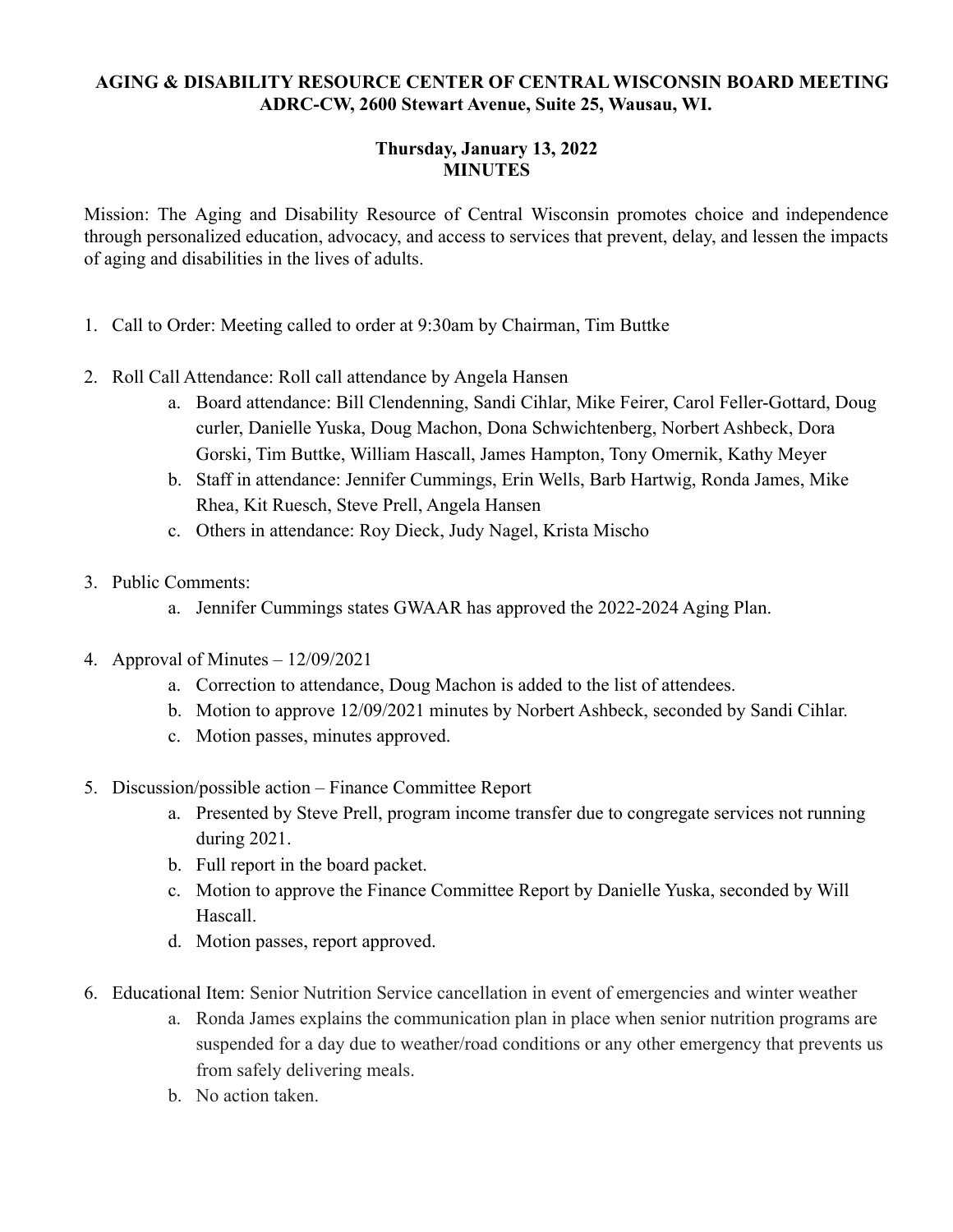**AGING & DISABILITY RESOURCE CENTER OF CENTRAL WISCONSIN BOARD MEETING**
**ADRC-CW, 2600 Stewart Avenue, Suite 25, Wausau, WI.**

**Thursday, January 13, 2022**
**MINUTES**

Mission: The Aging and Disability Resource of Central Wisconsin promotes choice and independence through personalized education, advocacy, and access to services that prevent, delay, and lessen the impacts of aging and disabilities in the lives of adults.

1. Call to Order: Meeting called to order at 9:30am by Chairman, Tim Buttke

2. Roll Call Attendance: Roll call attendance by Angela Hansen
   a. Board attendance: Bill Clendenning, Sandi Cihlar, Mike Feirer, Carol Feller-Gottard, Doug curler, Danielle Yuska, Doug Machon, Dona Schwichtenberg, Norbert Ashbeck, Dora Gorski, Tim Buttke, William Hascall, James Hampton, Tony Omernik, Kathy Meyer
   b. Staff in attendance: Jennifer Cummings, Erin Wells, Barb Hartwig, Ronda James, Mike Rhea, Kit Ruesch, Steve Prell, Angela Hansen
   c. Others in attendance: Roy Dieck, Judy Nagel, Krista Mischo

3. Public Comments:
   a. Jennifer Cummings states GWAAR has approved the 2022-2024 Aging Plan.

4. Approval of Minutes – 12/09/2021
   a. Correction to attendance, Doug Machon is added to the list of attendees.
   b. Motion to approve 12/09/2021 minutes by Norbert Ashbeck, seconded by Sandi Cihlar.
   c. Motion passes, minutes approved.

5. Discussion/possible action – Finance Committee Report
   a. Presented by Steve Prell, program income transfer due to congregate services not running during 2021.
   b. Full report in the board packet.
   c. Motion to approve the Finance Committee Report by Danielle Yuska, seconded by Will Hascall.
   d. Motion passes, report approved.

6. Educational Item: Senior Nutrition Service cancellation in event of emergencies and winter weather
   a. Ronda James explains the communication plan in place when senior nutrition programs are suspended for a day due to weather/road conditions or any other emergency that prevents us from safely delivering meals.
   b. No action taken.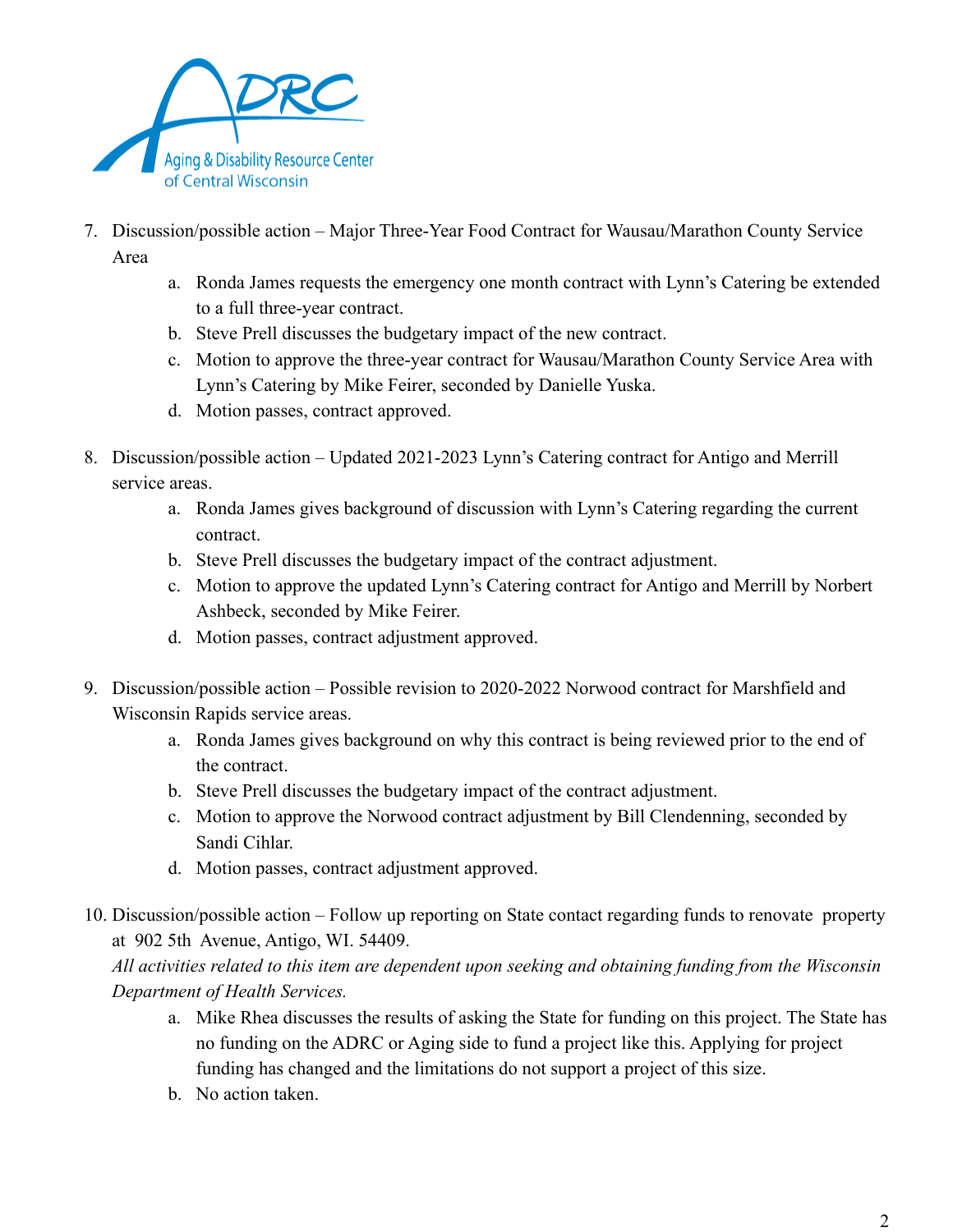7. Discussion/possible action – Major Three-Year Food Contract for Wausau/Marathon County Service Area
    a. Ronda James requests the emergency one month contract with Lynn's Catering be extended to a full three-year contract.
    b. Steve Prell discusses the budgetary impact of the new contract.
    c. Motion to approve the three-year contract for Wausau/Marathon County Service Area with Lynn's Catering by Mike Feirer, seconded by Danielle Yuska.
    d. Motion passes, contract approved.

8. Discussion/possible action – Updated 2021-2023 Lynn's Catering contract for Antigo and Merrill service areas.
    a. Ronda James gives background of discussion with Lynn's Catering regarding the current contract.
    b. Steve Prell discusses the budgetary impact of the contract adjustment.
    c. Motion to approve the updated Lynn's Catering contract for Antigo and Merrill by Norbert Ashbeck, seconded by Mike Feirer.
    d. Motion passes, contract adjustment approved.

9. Discussion/possible action – Possible revision to 2020-2022 Norwood contract for Marshfield and Wisconsin Rapids service areas.
    a. Ronda James gives background on why this contract is being reviewed prior to the end of the contract.
    b. Steve Prell discusses the budgetary impact of the contract adjustment.
    c. Motion to approve the Norwood contract adjustment by Bill Clendenning, seconded by Sandi Cihlar.
    d. Motion passes, contract adjustment approved.

10. Discussion/possible action – Follow up reporting on State contact regarding funds to renovate property at 902 5th Avenue, Antigo, WI. 54409.
    *All activities related to this item are dependent upon seeking and obtaining funding from the Wisconsin Department of Health Services.*
    a. Mike Rhea discusses the results of asking the State for funding on this project. The State has no funding on the ADRC or Aging side to fund a project like this. Applying for project funding has changed and the limitations do not support a project of this size.
    b. No action taken.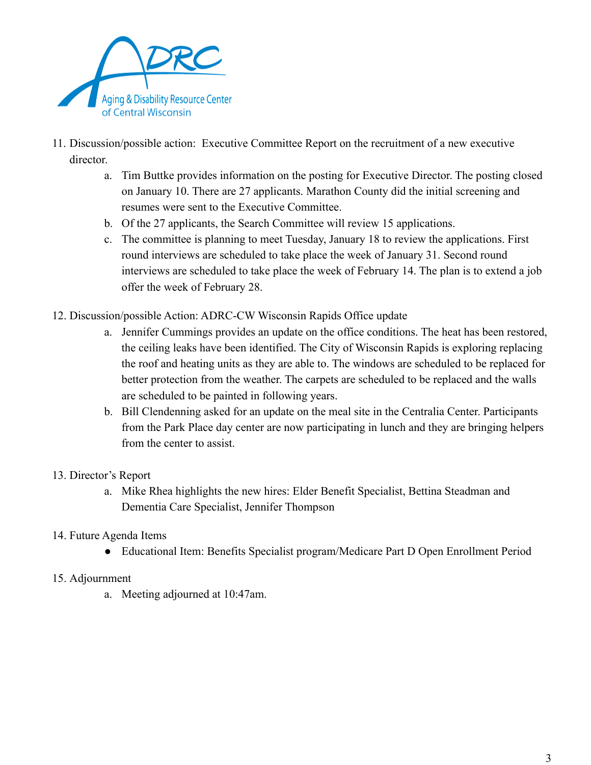11. Discussion/possible action: Executive Committee Report on the recruitment of a new executive director.
    a. Tim Buttke provides information on the posting for Executive Director. The posting closed on January 10. There are 27 applicants. Marathon County did the initial screening and resumes were sent to the Executive Committee.
    b. Of the 27 applicants, the Search Committee will review 15 applications.
    c. The committee is planning to meet Tuesday, January 18 to review the applications. First round interviews are scheduled to take place the week of January 31. Second round interviews are scheduled to take place the week of February 14. The plan is to extend a job offer the week of February 28.

12. Discussion/possible Action: ADRC-CW Wisconsin Rapids Office update
    a. Jennifer Cummings provides an update on the office conditions. The heat has been restored, the ceiling leaks have been identified. The City of Wisconsin Rapids is exploring replacing the roof and heating units as they are able to. The windows are scheduled to be replaced for better protection from the weather. The carpets are scheduled to be replaced and the walls are scheduled to be painted in following years.
    b. Bill Clendenning asked for an update on the meal site in the Centralia Center. Participants from the Park Place day center are now participating in lunch and they are bringing helpers from the center to assist.

13. Director's Report
    a. Mike Rhea highlights the new hires: Elder Benefit Specialist, Bettina Steadman and Dementia Care Specialist, Jennifer Thompson

14. Future Agenda Items
    - Educational Item: Benefits Specialist program/Medicare Part D Open Enrollment Period

15. Adjournment
    a. Meeting adjourned at 10:47am.